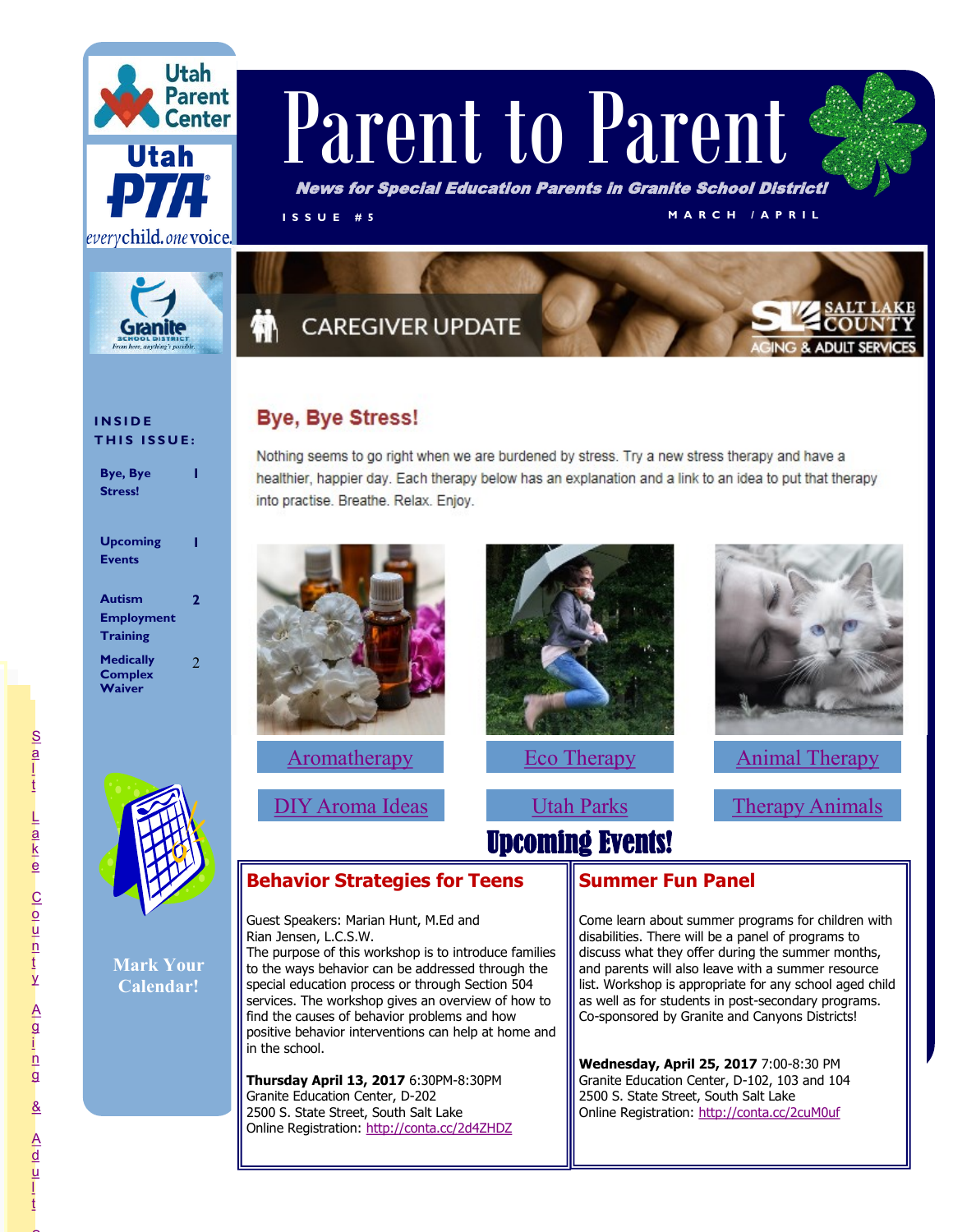Utah Parent Center

Utah PTA

everychild. onevoice.

Granite School District

# Parent to Parent

***News for Special Education Parents in Granite School District!***

ISSUE #5

MARCH / APRIL

**INSIDE THIS ISSUE:**

| | |
|---|---|
| Bye, Bye Stress! | 1 |
| Upcoming Events | 1 |
| Autism Employment Training | 2 |
| Medically Complex Waiver | 2 |

**Mark Your Calendar!**

CAREGIVER UPDATE

SALT LAKE COUNTY AGING & ADULT SERVICES

## Bye, Bye Stress!

Nothing seems to go right when we are burdened by stress. Try a new stress therapy and have a healthier, happier day. Each therapy below has an explanation and a link to an idea to put that therapy into practise. Breathe. Relax. Enjoy.

Aromatherapy | Eco Therapy | Animal Therapy

DIY Aroma Ideas | Utah Parks | Therapy Animals

Salt Lake County Aging & Adult

## Upcoming Events!

### Behavior Strategies for Teens

Guest Speakers: Marian Hunt, M.Ed and Rian Jensen, L.C.S.W.

The purpose of this workshop is to introduce families to the ways behavior can be addressed through the special education process or through Section 504 services. The workshop gives an overview of how to find the causes of behavior problems and how positive behavior interventions can help at home and in the school.

**Thursday April 13, 2017** 6:30PM-8:30PM
Granite Education Center, D-202
2500 S. State Street, South Salt Lake
Online Registration: http://conta.cc/2d4ZHDZ

### Summer Fun Panel

Come learn about summer programs for children with disabilities. There will be a panel of programs to discuss what they offer during the summer months, and parents will also leave with a summer resource list. Workshop is appropriate for any school aged child as well as for students in post-secondary programs. Co-sponsored by Granite and Canyons Districts!

**Wednesday, April 25, 2017** 7:00-8:30 PM
Granite Education Center, D-102, 103 and 104
2500 S. State Street, South Salt Lake
Online Registration: http://conta.cc/2cuM0uf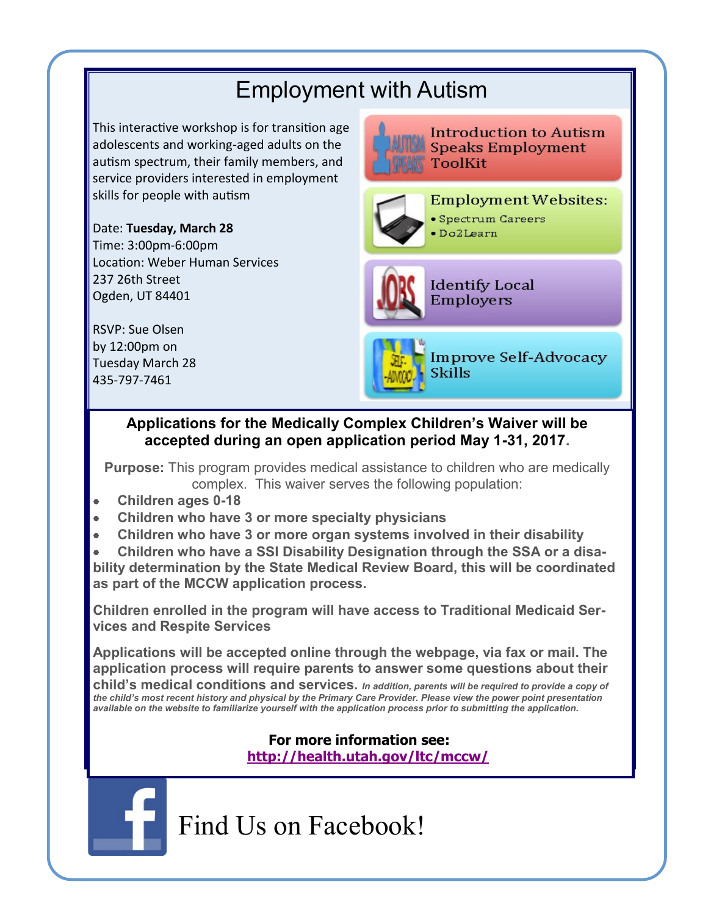# Employment with Autism

This interactive workshop is for transition age adolescents and working-aged adults on the autism spectrum, their family members, and service providers interested in employment skills for people with autism

Date: **Tuesday, March 28**
Time: 3:00pm-6:00pm
Location: Weber Human Services
237 26th Street
Ogden, UT 84401

RSVP: Sue Olsen
by 12:00pm on
Tuesday March 28
435-797-7461

- Introduction to Autism Speaks Employment ToolKit
- Employment Websites:
  - Spectrum Careers
  - Do2Learn
- Identify Local Employers
- Improve Self-Advocacy Skills

**Applications for the Medically Complex Children's Waiver will be accepted during an open application period May 1-31, 2017.**

**Purpose:** This program provides medical assistance to children who are medically complex. This waiver serves the following population:

- **Children ages 0-18**
- **Children who have 3 or more specialty physicians**
- **Children who have 3 or more organ systems involved in their disability**
- **Children who have a SSI Disability Designation through the SSA or a disability determination by the State Medical Review Board, this will be coordinated as part of the MCCW application process.**

**Children enrolled in the program will have access to Traditional Medicaid Services and Respite Services**

**Applications will be accepted online through the webpage, via fax or mail. The application process will require parents to answer some questions about their child's medical conditions and services.** ***In addition, parents will be required to provide a copy of the child's most recent history and physical by the Primary Care Provider. Please view the power point presentation available on the website to familiarize yourself with the application process prior to submitting the application.***

**For more information see:**
**http://health.utah.gov/ltc/mccw/**

Find Us on Facebook!